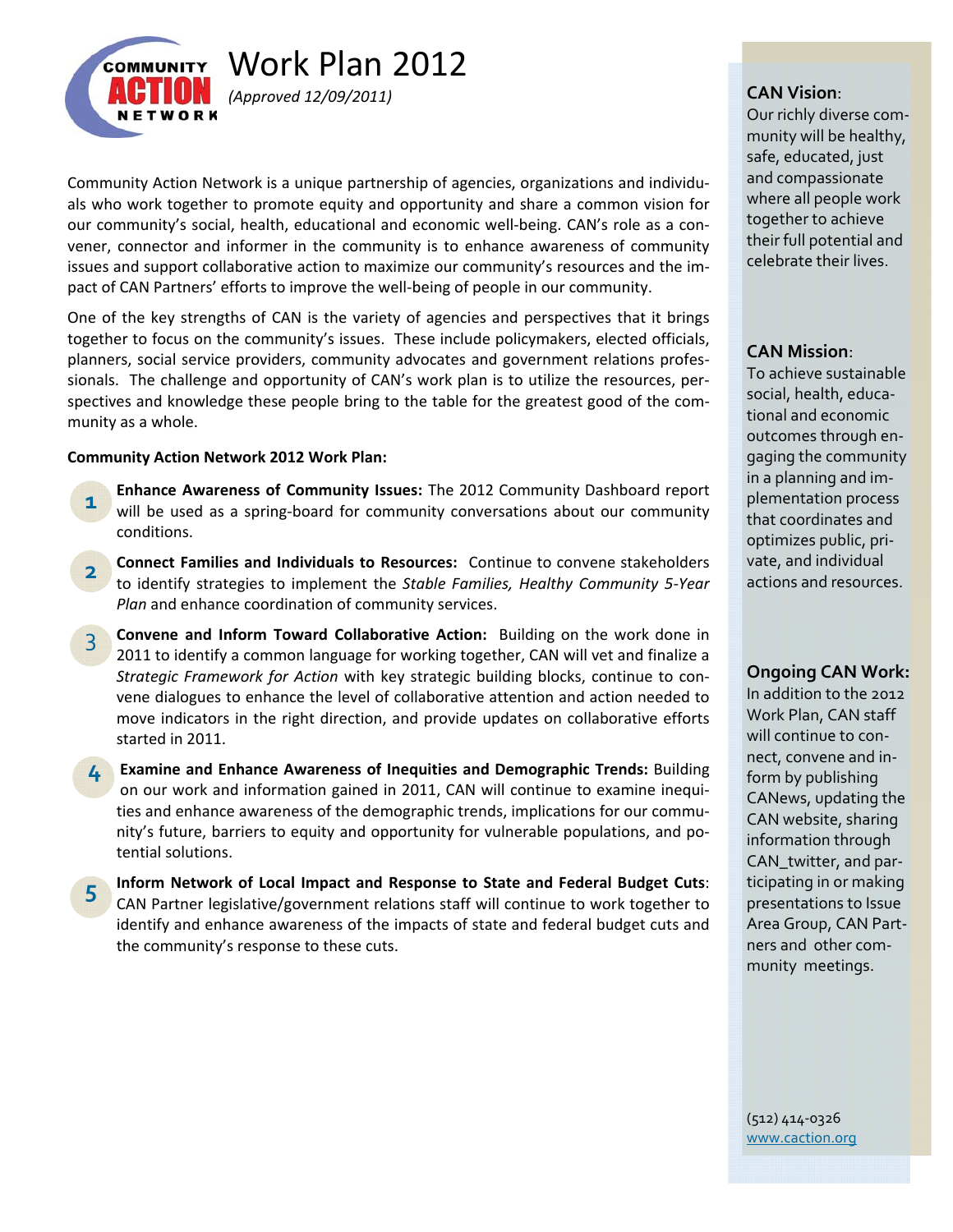# Work Plan 2012

*(Approved 12/09/2011)*

Community Action Network is a unique partnership of agencies, organizations and individuals who work together to promote equity and opportunity and share a common vision for our community's social, health, educational and economic well-being. CAN's role as a convener, connector and informer in the community is to enhance awareness of community issues and support collaborative action to maximize our community's resources and the impact of CAN Partners' efforts to improve the well-being of people in our community.

One of the key strengths of CAN is the variety of agencies and perspectives that it brings together to focus on the community's issues. These include policymakers, elected officials, planners, social service providers, community advocates and government relations professionals. The challenge and opportunity of CAN's work plan is to utilize the resources, perspectives and knowledge these people bring to the table for the greatest good of the community as a whole.

**Community Action Network 2012 Work Plan:**

1. **Enhance Awareness of Community Issues:** The 2012 Community Dashboard report will be used as a spring-board for community conversations about our community conditions.
2. **Connect Families and Individuals to Resources:** Continue to convene stakeholders to identify strategies to implement the *Stable Families, Healthy Community 5-Year Plan* and enhance coordination of community services.
3. **Convene and Inform Toward Collaborative Action:** Building on the work done in 2011 to identify a common language for working together, CAN will vet and finalize a *Strategic Framework for Action* with key strategic building blocks, continue to convene dialogues to enhance the level of collaborative attention and action needed to move indicators in the right direction, and provide updates on collaborative efforts started in 2011.
4. **Examine and Enhance Awareness of Inequities and Demographic Trends:** Building on our work and information gained in 2011, CAN will continue to examine inequities and enhance awareness of the demographic trends, implications for our community's future, barriers to equity and opportunity for vulnerable populations, and potential solutions.
5. **Inform Network of Local Impact and Response to State and Federal Budget Cuts**: CAN Partner legislative/government relations staff will continue to work together to identify and enhance awareness of the impacts of state and federal budget cuts and the community's response to these cuts.

**CAN Vision**:
Our richly diverse community will be healthy, safe, educated, just and compassionate where all people work together to achieve their full potential and celebrate their lives.

**CAN Mission**:
To achieve sustainable social, health, educational and economic outcomes through engaging the community in a planning and implementation process that coordinates and optimizes public, private, and individual actions and resources.

**Ongoing CAN Work:**
In addition to the 2012 Work Plan, CAN staff will continue to connect, convene and inform by publishing CANews, updating the CAN website, sharing information through CAN_twitter, and participating in or making presentations to Issue Area Group, CAN Partners and other community meetings.

(512) 414-0326
www.caction.org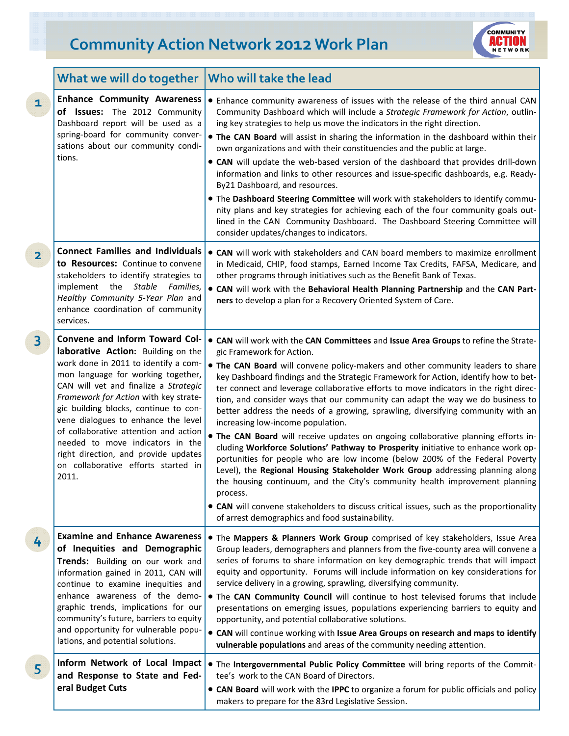# Community Action Network 2012 Work Plan

| | What we will do together | Who will take the lead |
|---|---|---|
| 1 | **Enhance Community Awareness of Issues:** The 2012 Community Dashboard report will be used as a spring-board for community conversations about our community conditions. | • Enhance community awareness of issues with the release of the third annual CAN Community Dashboard which will include a *Strategic Framework for Action*, outlining key strategies to help us move the indicators in the right direction.<br>• **The CAN Board** will assist in sharing the information in the dashboard within their own organizations and with their constituencies and the public at large.<br>• **CAN** will update the web-based version of the dashboard that provides drill-down information and links to other resources and issue-specific dashboards, e.g. Ready-By21 Dashboard, and resources.<br>• The **Dashboard Steering Committee** will work with stakeholders to identify community plans and key strategies for achieving each of the four community goals outlined in the CAN Community Dashboard. The Dashboard Steering Committee will consider updates/changes to indicators. |
| 2 | **Connect Families and Individuals to Resources:** Continue to convene stakeholders to identify strategies to implement the *Stable Families, Healthy Community 5-Year Plan* and enhance coordination of community services. | • **CAN** will work with stakeholders and CAN board members to maximize enrollment in Medicaid, CHIP, food stamps, Earned Income Tax Credits, FAFSA, Medicare, and other programs through initiatives such as the Benefit Bank of Texas.<br>• **CAN** will work with the **Behavioral Health Planning Partnership** and the **CAN Partners** to develop a plan for a Recovery Oriented System of Care. |
| 3 | **Convene and Inform Toward Collaborative Action:** Building on the work done in 2011 to identify a common language for working together, CAN will vet and finalize a *Strategic Framework for Action* with key strategic building blocks, continue to convene dialogues to enhance the level of collaborative attention and action needed to move indicators in the right direction, and provide updates on collaborative efforts started in 2011. | • **CAN** will work with the **CAN Committees** and **Issue Area Groups** to refine the Strategic Framework for Action.<br>• **The CAN Board** will convene policy-makers and other community leaders to share key Dashboard findings and the Strategic Framework for Action, identify how to better connect and leverage collaborative efforts to move indicators in the right direction, and consider ways that our community can adapt the way we do business to better address the needs of a growing, sprawling, diversifying community with an increasing low-income population.<br>• **The CAN Board** will receive updates on ongoing collaborative planning efforts including **Workforce Solutions' Pathway to Prosperity** initiative to enhance work opportunities for people who are low income (below 200% of the Federal Poverty Level), the **Regional Housing Stakeholder Work Group** addressing planning along the housing continuum, and the City's community health improvement planning process.<br>• **CAN** will convene stakeholders to discuss critical issues, such as the proportionality of arrest demographics and food sustainability. |
| 4 | **Examine and Enhance Awareness of Inequities and Demographic Trends:** Building on our work and information gained in 2011, CAN will continue to examine inequities and enhance awareness of the demographic trends, implications for our community's future, barriers to equity and opportunity for vulnerable populations, and potential solutions. | • The **Mappers & Planners Work Group** comprised of key stakeholders, Issue Area Group leaders, demographers and planners from the five-county area will convene a series of forums to share information on key demographic trends that will impact equity and opportunity. Forums will include information on key considerations for service delivery in a growing, sprawling, diversifying community.<br>• The **CAN Community Council** will continue to host televised forums that include presentations on emerging issues, populations experiencing barriers to equity and opportunity, and potential collaborative solutions.<br>• **CAN** will continue working with **Issue Area Groups on research and maps to identify vulnerable populations** and areas of the community needing attention. |
| 5 | **Inform Network of Local Impact and Response to State and Federal Budget Cuts** | • The **Intergovernmental Public Policy Committee** will bring reports of the Committee's work to the CAN Board of Directors.<br>• **CAN Board** will work with the **IPPC** to organize a forum for public officials and policy makers to prepare for the 83rd Legislative Session. |